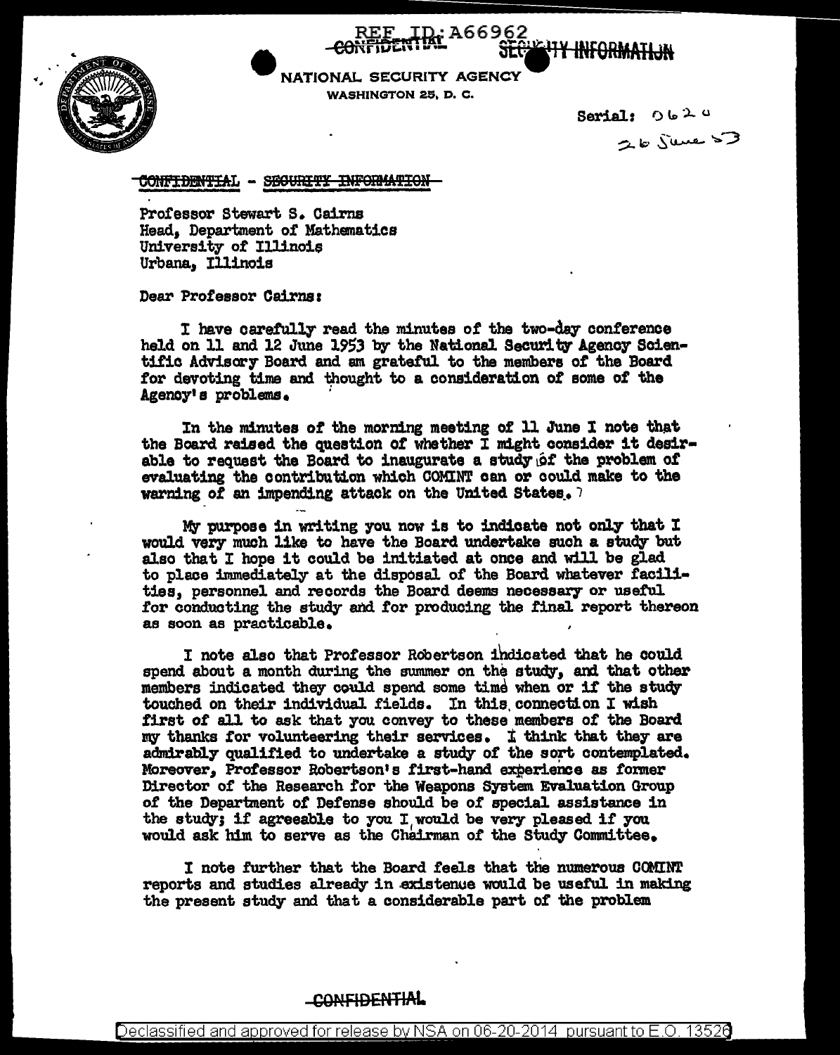REF ID:A66962
~~CONFIDENTIAL~~ ~~SECURITY INFORMATION~~

NATIONAL SECURITY AGENCY
WASHINGTON 25, D. C.

Serial: 0620
26 June 53

~~CONFIDENTIAL - SECURITY INFORMATION~~

Professor Stewart S. Cairns
Head, Department of Mathematics
University of Illinois
Urbana, Illinois

Dear Professor Cairns:

I have carefully read the minutes of the two-day conference held on 11 and 12 June 1953 by the National Security Agency Scientific Advisory Board and am grateful to the members of the Board for devoting time and thought to a consideration of some of the Agency's problems.

In the minutes of the morning meeting of 11 June I note that the Board raised the question of whether I might consider it desirable to request the Board to inaugurate a study of the problem of evaluating the contribution which COMINT can or could make to the warning of an impending attack on the United States.

My purpose in writing you now is to indicate not only that I would very much like to have the Board undertake such a study but also that I hope it could be initiated at once and will be glad to place immediately at the disposal of the Board whatever facilities, personnel and records the Board deems necessary or useful for conducting the study and for producing the final report thereon as soon as practicable.

I note also that Professor Robertson indicated that he could spend about a month during the summer on the study, and that other members indicated they could spend some time when or if the study touched on their individual fields. In this connection I wish first of all to ask that you convey to these members of the Board my thanks for volunteering their services. I think that they are admirably qualified to undertake a study of the sort contemplated. Moreover, Professor Robertson's first-hand experience as former Director of the Research for the Weapons System Evaluation Group of the Department of Defense should be of special assistance in the study; if agreeable to you I would be very pleased if you would ask him to serve as the Chairman of the Study Committee.

I note further that the Board feels that the numerous COMINT reports and studies already in existence would be useful in making the present study and that a considerable part of the problem

CONFIDENTIAL

Declassified and approved for release by NSA on 06-20-2014 pursuant to E.O. 13526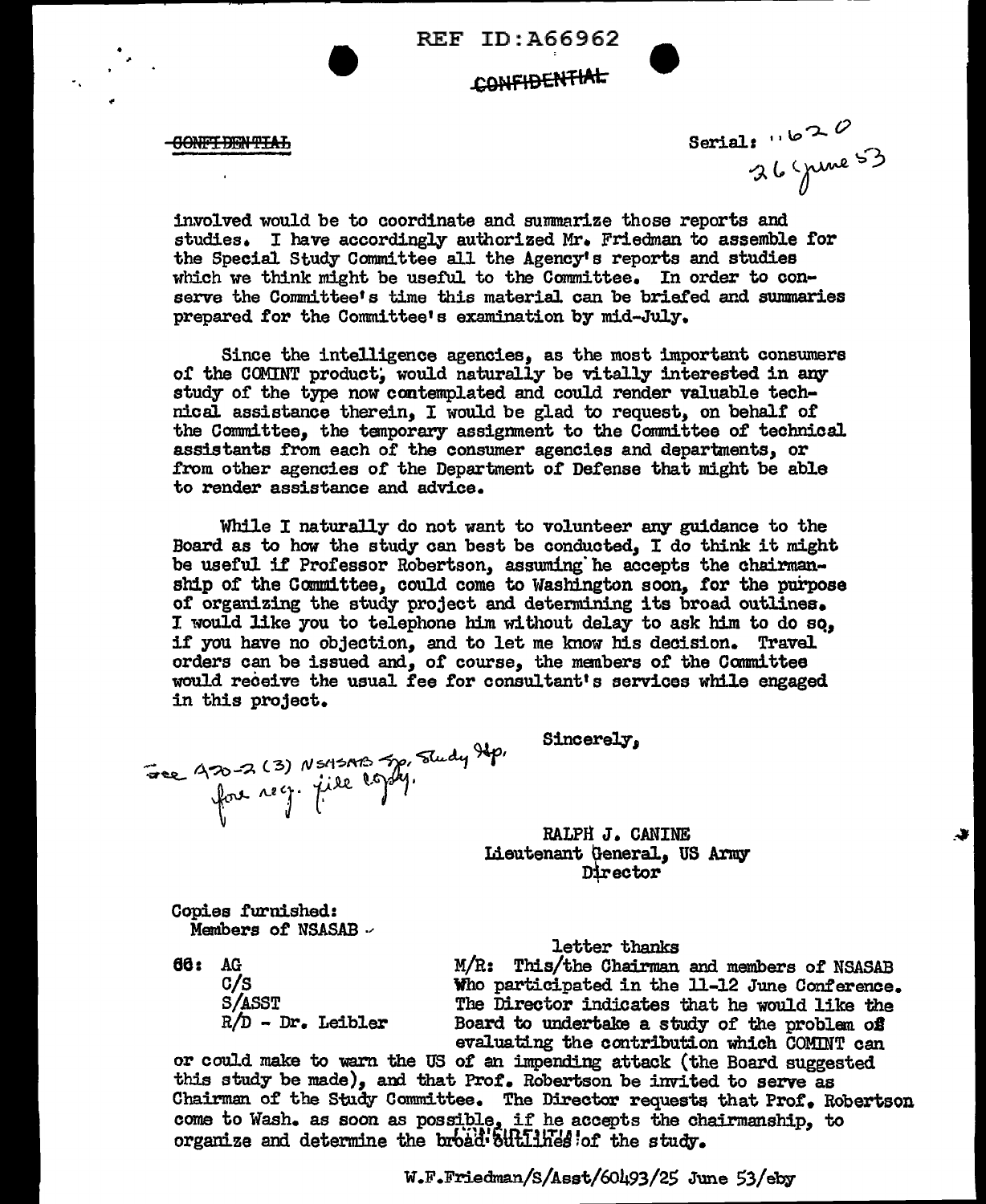REF ID:A66962

CONFIDENTIAL

CONFIDENTIAL

Serial: 1620
26 June 53

involved would be to coordinate and summarize those reports and studies. I have accordingly authorized Mr. Friedman to assemble for the Special Study Committee all the Agency's reports and studies which we think might be useful to the Committee. In order to conserve the Committee's time this material can be briefed and summaries prepared for the Committee's examination by mid-July.

Since the intelligence agencies, as the most important consumers of the COMINT product, would naturally be vitally interested in any study of the type now contemplated and could render valuable technical assistance therein, I would be glad to request, on behalf of the Committee, the temporary assignment to the Committee of technical assistants from each of the consumer agencies and departments, or from other agencies of the Department of Defense that might be able to render assistance and advice.

While I naturally do not want to volunteer any guidance to the Board as to how the study can best be conducted, I do think it might be useful if Professor Robertson, assuming he accepts the chairmanship of the Committee, could come to Washington soon, for the purpose of organizing the study project and determining its broad outlines. I would like you to telephone him without delay to ask him to do so, if you have no objection, and to let me know his decision. Travel orders can be issued and, of course, the members of the Committee would receive the usual fee for consultant's services while engaged in this project.

Sincerely,

See 470-2 (3) NSASAB Sp. Study Gp. for reg. file copy.

RALPH J. CANINE
Lieutenant General, US Army
Director

Copies furnished:
Members of NSASAB

CC: AG
C/S
S/ASST
R/D - Dr. Leibler

letter thanks
M/R: This/the Chairman and members of NSASAB who participated in the 11-12 June Conference. The Director indicates that he would like the Board to undertake a study of the problem of evaluating the contribution which COMINT can or could make to warn the US of an impending attack (the Board suggested this study be made), and that Prof. Robertson be invited to serve as Chairman of the Study Committee. The Director requests that Prof. Robertson come to Wash. as soon as possible, if he accepts the chairmanship, to organize and determine the broad outlines of the study.

W.F.Friedman/S/Asst/60493/25 June 53/eby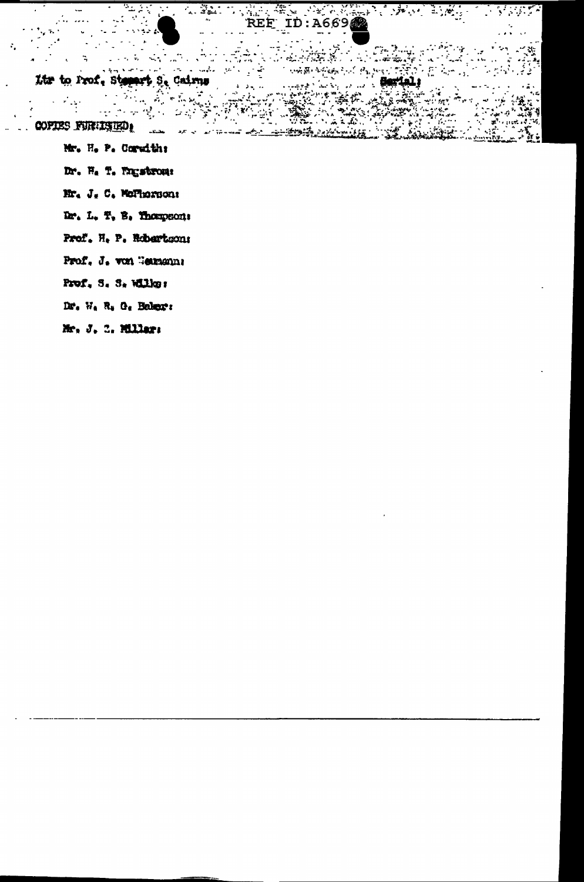REF ID:A669

Ltr to Prof. Stewart S. Cairns                                                   Serial:

COPIES FURNISHED:

Mr. H. P. Coredith:

Dr. E. T. Engstrom:

Mr. J. C. McPherson:

Dr. L. T. E. Thompson:

Prof. H. P. Robertson:

Prof. J. von Neumann:

Prof. S. S. Wilks:

Dr. W. R. G. Baker:

Mr. J. C. Millar: